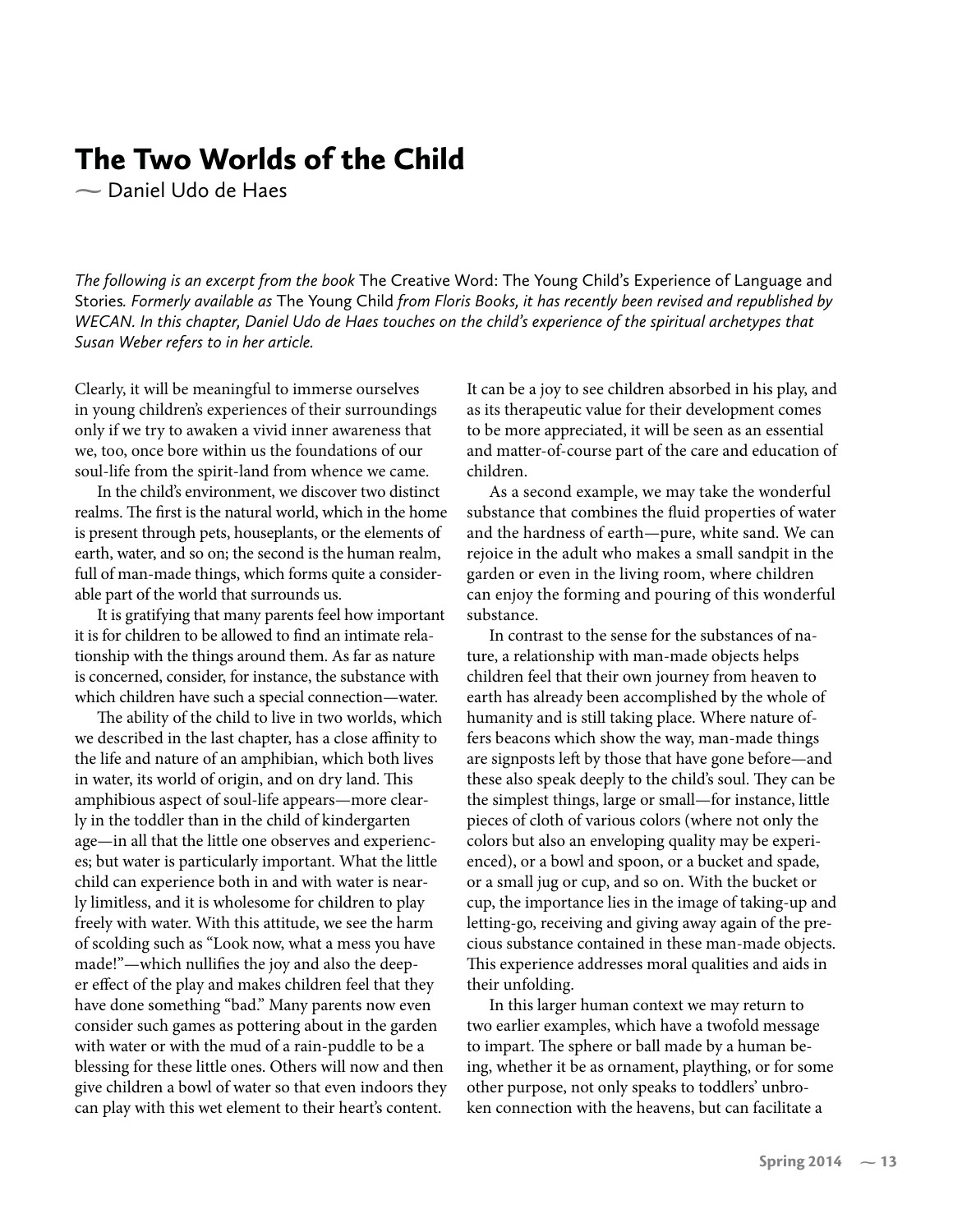# The Two Worlds of the Child

~ Daniel Udo de Haes

*The following is an excerpt from the book* The Creative Word: The Young Child's Experience of Language and Stories*. Formerly available as* The Young Child *from Floris Books, it has recently been revised and republished by WECAN. In this chapter, Daniel Udo de Haes touches on the child's experience of the spiritual archetypes that Susan Weber refers to in her article.*

Clearly, it will be meaningful to immerse ourselves in young children's experiences of their surroundings only if we try to awaken a vivid inner awareness that we, too, once bore within us the foundations of our soul-life from the spirit-land from whence we came.

In the child's environment, we discover two distinct realms. The first is the natural world, which in the home is present through pets, houseplants, or the elements of earth, water, and so on; the second is the human realm, full of man-made things, which forms quite a considerable part of the world that surrounds us.

It is gratifying that many parents feel how important it is for children to be allowed to find an intimate relationship with the things around them. As far as nature is concerned, consider, for instance, the substance with which children have such a special connection—water.

The ability of the child to live in two worlds, which we described in the last chapter, has a close affinity to the life and nature of an amphibian, which both lives in water, its world of origin, and on dry land. This amphibious aspect of soul-life appears—more clearly in the toddler than in the child of kindergarten age—in all that the little one observes and experiences; but water is particularly important. What the little child can experience both in and with water is nearly limitless, and it is wholesome for children to play freely with water. With this attitude, we see the harm of scolding such as "Look now, what a mess you have made!"—which nullifies the joy and also the deeper effect of the play and makes children feel that they have done something "bad." Many parents now even consider such games as pottering about in the garden with water or with the mud of a rain-puddle to be a blessing for these little ones. Others will now and then give children a bowl of water so that even indoors they can play with this wet element to their heart's content. It can be a joy to see children absorbed in his play, and as its therapeutic value for their development comes to be more appreciated, it will be seen as an essential and matter-of-course part of the care and education of children.

As a second example, we may take the wonderful substance that combines the fluid properties of water and the hardness of earth—pure, white sand. We can rejoice in the adult who makes a small sandpit in the garden or even in the living room, where children can enjoy the forming and pouring of this wonderful substance.

In contrast to the sense for the substances of nature, a relationship with man-made objects helps children feel that their own journey from heaven to earth has already been accomplished by the whole of humanity and is still taking place. Where nature offers beacons which show the way, man-made things are signposts left by those that have gone before—and these also speak deeply to the child's soul. They can be the simplest things, large or small—for instance, little pieces of cloth of various colors (where not only the colors but also an enveloping quality may be experienced), or a bowl and spoon, or a bucket and spade, or a small jug or cup, and so on. With the bucket or cup, the importance lies in the image of taking-up and letting-go, receiving and giving away again of the precious substance contained in these man-made objects. This experience addresses moral qualities and aids in their unfolding.

In this larger human context we may return to two earlier examples, which have a twofold message to impart. The sphere or ball made by a human being, whether it be as ornament, plaything, or for some other purpose, not only speaks to toddlers' unbroken connection with the heavens, but can facilitate a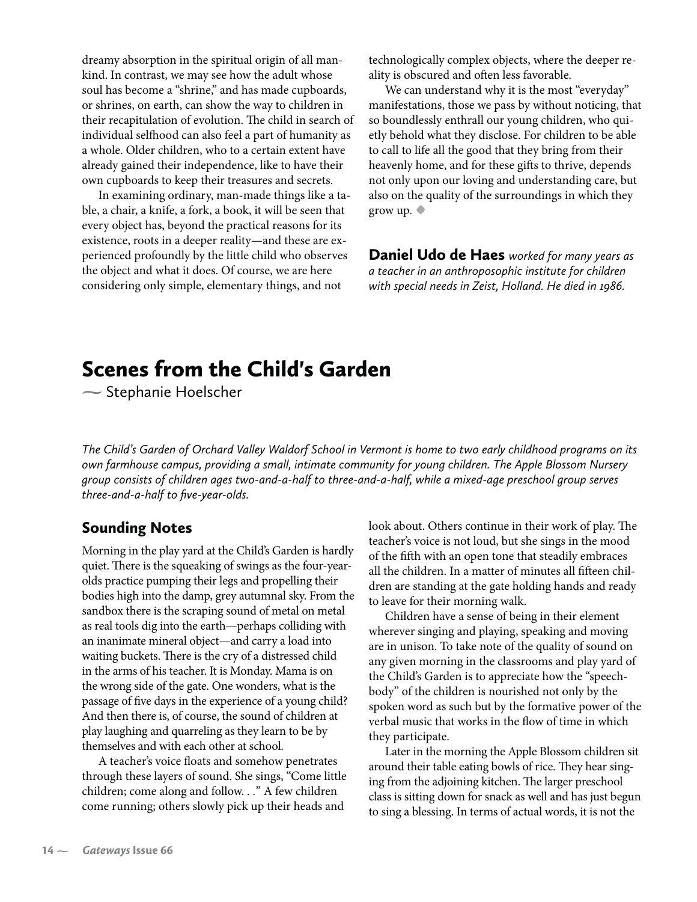dreamy absorption in the spiritual origin of all mankind. In contrast, we may see how the adult whose soul has become a "shrine," and has made cupboards, or shrines, on earth, can show the way to children in their recapitulation of evolution. The child in search of individual selfhood can also feel a part of humanity as a whole. Older children, who to a certain extent have already gained their independence, like to have their own cupboards to keep their treasures and secrets.

In examining ordinary, man-made things like a table, a chair, a knife, a fork, a book, it will be seen that every object has, beyond the practical reasons for its existence, roots in a deeper reality—and these are experienced profoundly by the little child who observes the object and what it does. Of course, we are here considering only simple, elementary things, and not technologically complex objects, where the deeper reality is obscured and often less favorable.

We can understand why it is the most "everyday" manifestations, those we pass by without noticing, that so boundlessly enthrall our young children, who quietly behold what they disclose. For children to be able to call to life all the good that they bring from their heavenly home, and for these gifts to thrive, depends not only upon our loving and understanding care, but also on the quality of the surroundings in which they grow up. ◆

**Daniel Udo de Haes** *worked for many years as a teacher in an anthroposophic institute for children with special needs in Zeist, Holland. He died in 1986.*

# Scenes from the Child's Garden

~ Stephanie Hoelscher

*The Child's Garden of Orchard Valley Waldorf School in Vermont is home to two early childhood programs on its own farmhouse campus, providing a small, intimate community for young children. The Apple Blossom Nursery group consists of children ages two-and-a-half to three-and-a-half, while a mixed-age preschool group serves three-and-a-half to five-year-olds.*

## Sounding Notes

Morning in the play yard at the Child's Garden is hardly quiet. There is the squeaking of swings as the four-year-olds practice pumping their legs and propelling their bodies high into the damp, grey autumnal sky. From the sandbox there is the scraping sound of metal on metal as real tools dig into the earth—perhaps colliding with an inanimate mineral object—and carry a load into waiting buckets. There is the cry of a distressed child in the arms of his teacher. It is Monday. Mama is on the wrong side of the gate. One wonders, what is the passage of five days in the experience of a young child? And then there is, of course, the sound of children at play laughing and quarreling as they learn to be by themselves and with each other at school.

A teacher's voice floats and somehow penetrates through these layers of sound. She sings, "Come little children; come along and follow. . ." A few children come running; others slowly pick up their heads and look about. Others continue in their work of play. The teacher's voice is not loud, but she sings in the mood of the fifth with an open tone that steadily embraces all the children. In a matter of minutes all fifteen children are standing at the gate holding hands and ready to leave for their morning walk.

Children have a sense of being in their element wherever singing and playing, speaking and moving are in unison. To take note of the quality of sound on any given morning in the classrooms and play yard of the Child's Garden is to appreciate how the "speech-body" of the children is nourished not only by the spoken word as such but by the formative power of the verbal music that works in the flow of time in which they participate.

Later in the morning the Apple Blossom children sit around their table eating bowls of rice. They hear singing from the adjoining kitchen. The larger preschool class is sitting down for snack as well and has just begun to sing a blessing. In terms of actual words, it is not the